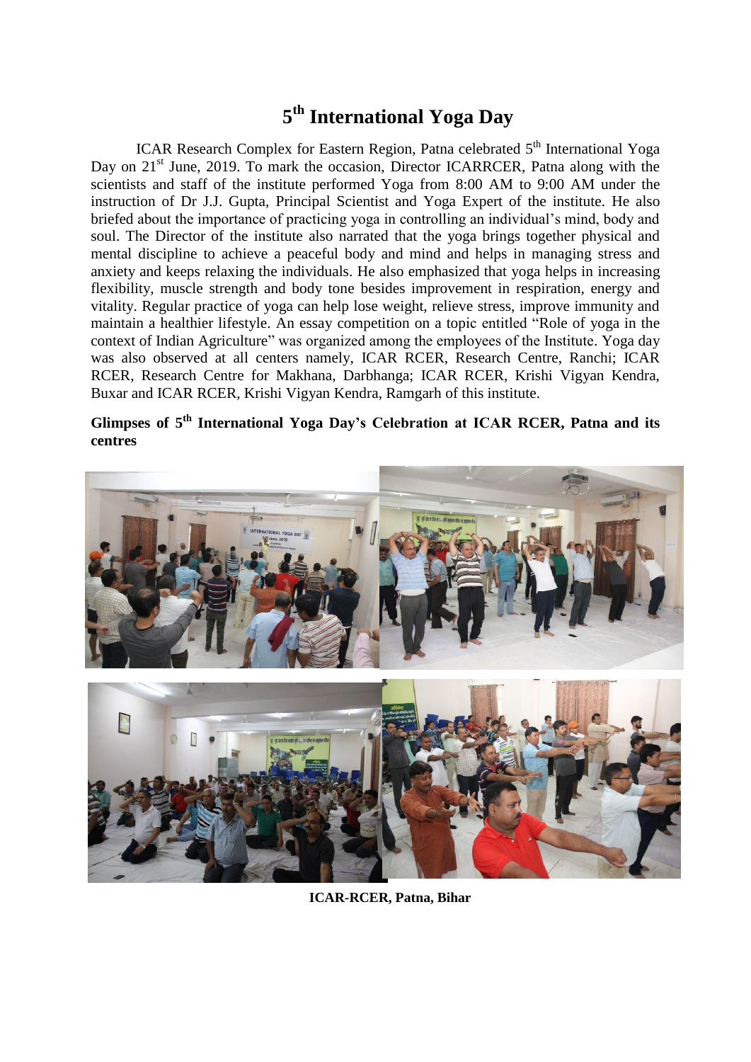# 5th International Yoga Day

ICAR Research Complex for Eastern Region, Patna celebrated 5th International Yoga Day on 21st June, 2019. To mark the occasion, Director ICARRCER, Patna along with the scientists and staff of the institute performed Yoga from 8:00 AM to 9:00 AM under the instruction of Dr J.J. Gupta, Principal Scientist and Yoga Expert of the institute. He also briefed about the importance of practicing yoga in controlling an individual's mind, body and soul. The Director of the institute also narrated that the yoga brings together physical and mental discipline to achieve a peaceful body and mind and helps in managing stress and anxiety and keeps relaxing the individuals. He also emphasized that yoga helps in increasing flexibility, muscle strength and body tone besides improvement in respiration, energy and vitality. Regular practice of yoga can help lose weight, relieve stress, improve immunity and maintain a healthier lifestyle. An essay competition on a topic entitled "Role of yoga in the context of Indian Agriculture" was organized among the employees of the Institute. Yoga day was also observed at all centers namely, ICAR RCER, Research Centre, Ranchi; ICAR RCER, Research Centre for Makhana, Darbhanga; ICAR RCER, Krishi Vigyan Kendra, Buxar and ICAR RCER, Krishi Vigyan Kendra, Ramgarh of this institute.

**Glimpses of 5th International Yoga Day's Celebration at ICAR RCER, Patna and its centres**

**ICAR-RCER, Patna, Bihar**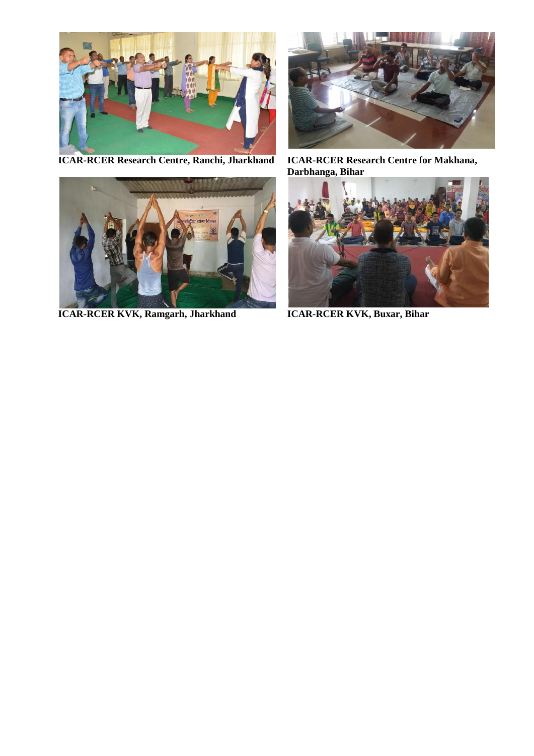ICAR-RCER Research Centre, Ranchi, Jharkhand

ICAR-RCER Research Centre for Makhana, Darbhanga, Bihar

ICAR-RCER KVK, Ramgarh, Jharkhand

ICAR-RCER KVK, Buxar, Bihar